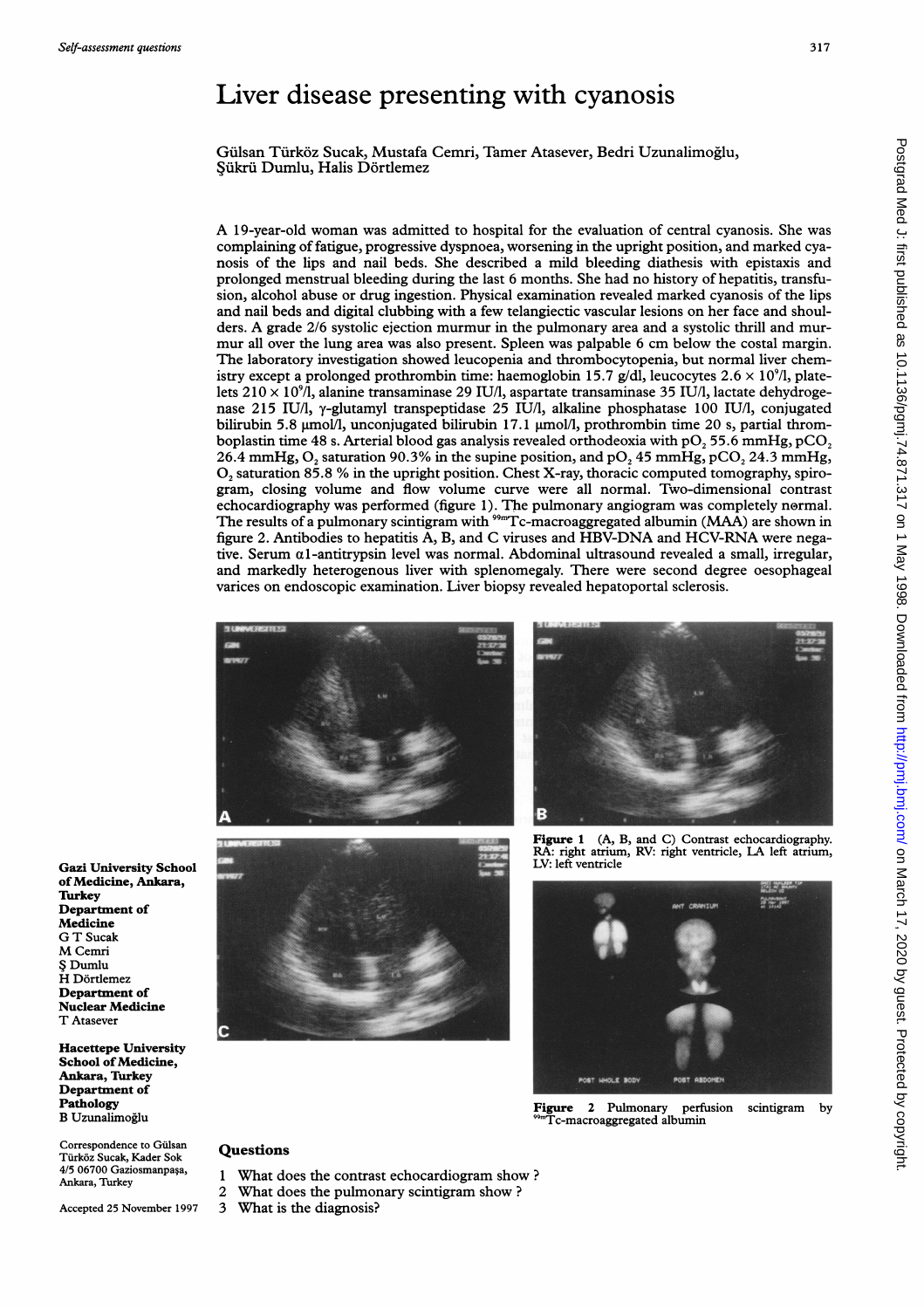# Liver disease presenting with cyanosis

Gülsan Türköz Sucak, Mustafa Cemri, Tamer Atasever, Bedri Uzunalimoğlu, Şükrü Dumlu, Halis Dörtlemez

A 19-year-old woman was admitted to hospital for the evaluation of central cyanosis. She was complaining of fatigue, progressive dyspnoea, worsening in the upright position, and marked cyanosis of the lips and nail beds. She described a mild bleeding diathesis with epistaxis and prolonged menstrual bleeding during the last 6 months. She had no history of hepatitis, transfusion, alcohol abuse or drug ingestion. Physical examination revealed marked cyanosis of the lips and nail beds and digital clubbing with a few telangiectic vascular lesions on her face and shoulders. A grade 2/6 systolic ejection murmur in the pulmonary area and a systolic thrill and murmur all over the lung area was also present. Spleen was palpable 6 cm below the costal margin. The laboratory investigation showed leucopenia and thrombocytopenia, but normal liver chemistry except a prolonged prothrombin time: haemoglobin 15.7 g/dl, leucocytes $2.6 \times 10^9$/l, platelets $210 \times 10^9$/l, alanine transaminase 29 IU/l, aspartate transaminase 35 IU/l, lactate dehydrogenase 215 IU/l, γ-glutamyl transpeptidase 25 IU/l, alkaline phosphatase 100 IU/l, conjugated bilirubin 5.8 µmol/l, unconjugated bilirubin 17.1 µmol/l, prothrombin time 20 s, partial thromboplastin time 48 s. Arterial blood gas analysis revealed orthodeoxia with $pO_2$ 55.6 mmHg, $pCO_2$ 26.4 mmHg, $O_2$ saturation 90.3% in the supine position, and $pO_2$ 45 mmHg, $pCO_2$ 24.3 mmHg, $O_2$ saturation 85.8 % in the upright position. Chest X-ray, thoracic computed tomography, spirogram, closing volume and flow volume curve were all normal. Two-dimensional contrast echocardiography was performed (figure 1). The pulmonary angiogram was completely normal. The results of a pulmonary scintigram with $^{99m}$Tc-macroaggregated albumin (MAA) are shown in figure 2. Antibodies to hepatitis A, B, and C viruses and HBV-DNA and HCV-RNA were negative. Serum α1-antitrypsin level was normal. Abdominal ultrasound revealed a small, irregular, and markedly heterogenous liver with splenomegaly. There were second degree oesophageal varices on endoscopic examination. Liver biopsy revealed hepatoportal sclerosis.

**Figure 1** (A, B, and C) Contrast echocardiography. RA: right atrium, RV: right ventricle, LA left atrium, LV: left ventricle

**Figure 2** Pulmonary perfusion scintigram by $^{99m}$Tc-macroaggregated albumin

**Gazi University School of Medicine, Ankara, Turkey**
**Department of Medicine**
G T Sucak
M Cemri
Ş Dumlu
H Dörtlemez
**Department of Nuclear Medicine**
T Atasever

**Hacettepe University School of Medicine, Ankara, Turkey**
**Department of Pathology**
B Uzunalimoğlu

Correspondence to Gülsan Türköz Sucak, Kader Sok 4/5 06700 Gaziosmanpaşa, Ankara, Turkey

Accepted 25 November 1997

## Questions

1. What does the contrast echocardiogram show?
2. What does the pulmonary scintigram show?
3. What is the diagnosis?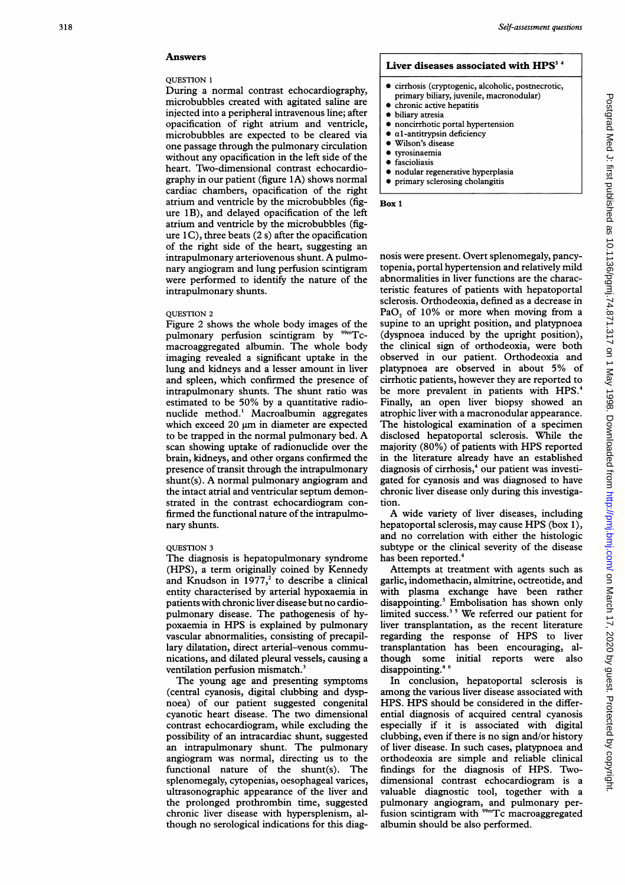## Answers

### QUESTION 1

During a normal contrast echocardiography, microbubbles created with agitated saline are injected into a peripheral intravenous line; after opacification of right atrium and ventricle, microbubbles are expected to be cleared via one passage through the pulmonary circulation without any opacification in the left side of the heart. Two-dimensional contrast echocardiography in our patient (figure 1A) shows normal cardiac chambers, opacification of the right atrium and ventricle by the microbubbles (figure 1B), and delayed opacification of the left atrium and ventricle by the microbubbles (figure 1C), three beats (2 s) after the opacification of the right side of the heart, suggesting an intrapulmonary arteriovenous shunt. A pulmonary angiogram and lung perfusion scintigram were performed to identify the nature of the intrapulmonary shunts.

### QUESTION 2

Figure 2 shows the whole body images of the pulmonary perfusion scintigram by $^{99m}$Tc-macroaggregated albumin. The whole body imaging revealed a significant uptake in the lung and kidneys and a lesser amount in liver and spleen, which confirmed the presence of intrapulmonary shunts. The shunt ratio was estimated to be 50% by a quantitative radionuclide method.[1] Macroalbumin aggregates which exceed 20 μm in diameter are expected to be trapped in the normal pulmonary bed. A scan showing uptake of radionuclide over the brain, kidneys, and other organs confirmed the presence of transit through the intrapulmonary shunt(s). A normal pulmonary angiogram and the intact atrial and ventricular septum demonstrated in the contrast echocardiogram confirmed the functional nature of the intrapulmonary shunts.

### QUESTION 3

The diagnosis is hepatopulmonary syndrome (HPS), a term originally coined by Kennedy and Knudson in 1977,[2] to describe a clinical entity characterised by arterial hypoxaemia in patients with chronic liver disease but no cardiopulmonary disease. The pathogenesis of hypoxaemia in HPS is explained by pulmonary vascular abnormalities, consisting of precapillary dilatation, direct arterial–venous communications, and dilated pleural vessels, causing a ventilation perfusion mismatch.[3]

The young age and presenting symptoms (central cyanosis, digital clubbing and dyspnoea) of our patient suggested congenital cyanotic heart disease. The two dimensional contrast echocardiogram, while excluding the possibility of an intracardiac shunt, suggested an intrapulmonary shunt. The pulmonary angiogram was normal, directing us to the functional nature of the shunt(s). The splenomegaly, cytopenias, oesophageal varices, ultrasonographic appearance of the liver and the prolonged prothrombin time, suggested chronic liver disease with hypersplenism, although no serological indications for this diagnosis were present. Overt splenomegaly, pancytopenia, portal hypertension and relatively mild abnormalities in liver functions are the characteristic features of patients with hepatoportal sclerosis. Orthodeoxia, defined as a decrease in $PaO_2$ of 10% or more when moving from a supine to an upright position, and platypnoea (dyspnoea induced by the upright position), the clinical sign of orthodeoxia, were both observed in our patient. Orthodeoxia and platypnoea are observed in about 5% of cirrhotic patients, however they are reported to be more prevalent in patients with HPS.[4] Finally, an open liver biopsy showed an atrophic liver with a macronodular appearance. The histological examination of a specimen disclosed hepatoportal sclerosis. While the majority (80%) of patients with HPS reported in the literature already have an established diagnosis of cirrhosis,[4] our patient was investigated for cyanosis and was diagnosed to have chronic liver disease only during this investigation.

A wide variety of liver diseases, including hepatoportal sclerosis, may cause HPS (box 1), and no correlation with either the histologic subtype or the clinical severity of the disease has been reported.[4]

**Liver diseases associated with HPS[3,4]**

- cirrhosis (cryptogenic, alcoholic, postnecrotic, primary biliary, juvenile, macronodular)
- chronic active hepatitis
- biliary atresia
- noncirrhotic portal hypertension
- α1-antitrypsin deficiency
- Wilson's disease
- tyrosinaemia
- fascioliasis
- nodular regenerative hyperplasia
- primary sclerosing cholangitis

**Box 1**

Attempts at treatment with agents such as garlic, indomethacin, almitrine, octreotide, and with plasma exchange have been rather disappointing.[3] Embolisation has shown only limited success.[3,5] We referred our patient for liver transplantation, as the recent literature regarding the response of HPS to liver transplantation has been encouraging, although some initial reports were also disappointing.[4,6]

In conclusion, hepatoportal sclerosis is among the various liver disease associated with HPS. HPS should be considered in the differential diagnosis of acquired central cyanosis especially if it is associated with digital clubbing, even if there is no sign and/or history of liver disease. In such cases, platypnoea and orthodeoxia are simple and reliable clinical findings for the diagnosis of HPS. Two-dimensional contrast echocardiogram is a valuable diagnostic tool, together with a pulmonary angiogram, and pulmonary perfusion scintigram with $^{99m}$Tc macroaggregated albumin should be also performed.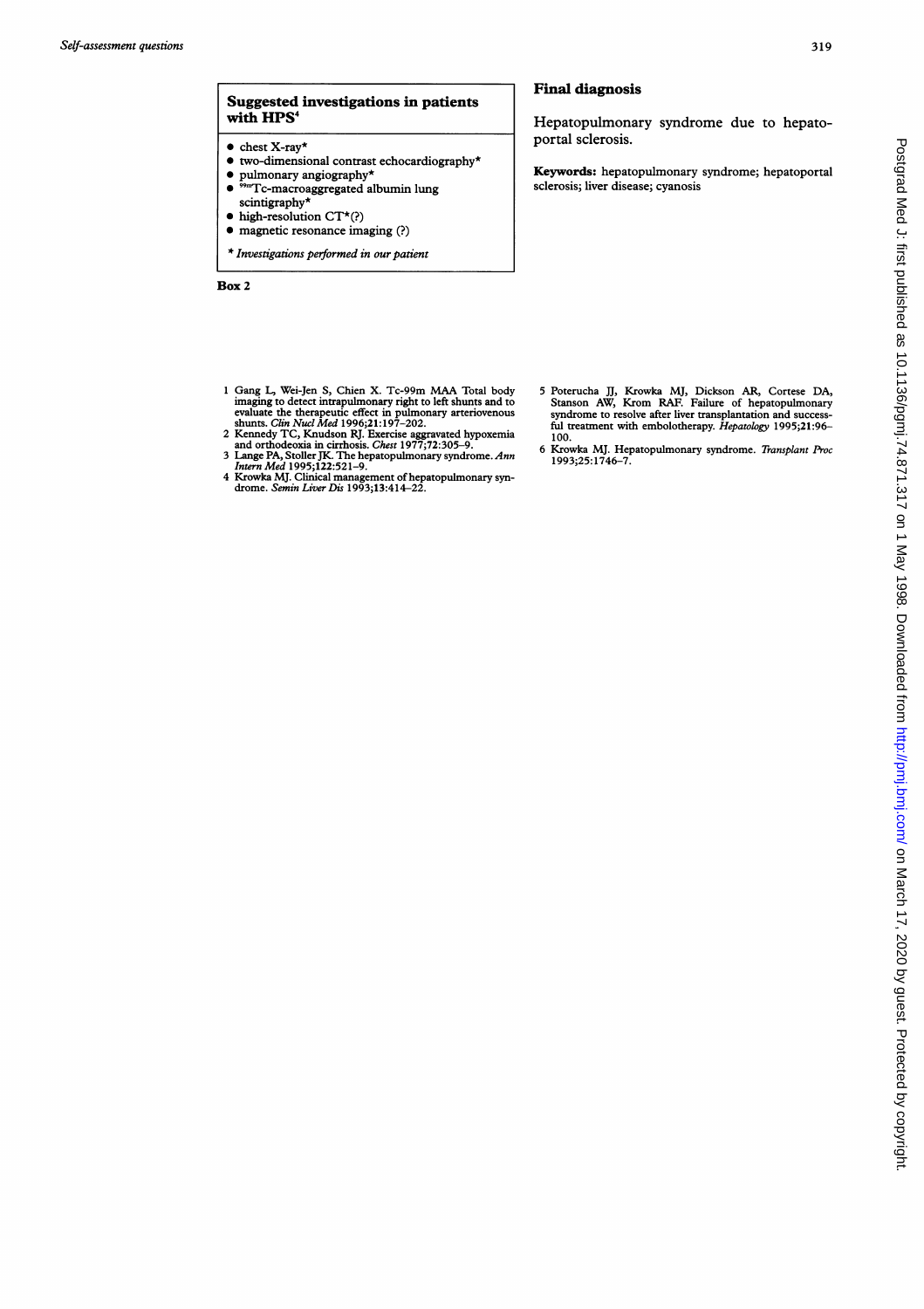## Suggested investigations in patients with HPS[4]

- chest X-ray*
- two-dimensional contrast echocardiography*
- pulmonary angiography*
- $^{99m}$Tc-macroaggregated albumin lung scintigraphy*
- high-resolution CT*(?)
- magnetic resonance imaging (?)

* *Investigations performed in our patient*

**Box 2**

## Final diagnosis

Hepatopulmonary syndrome due to hepatoportal sclerosis.

**Keywords:** hepatopulmonary syndrome; hepatoportal sclerosis; liver disease; cyanosis

1 Gang L, Wei-Jen S, Chien X. Tc-99m MAA Total body imaging to detect intrapulmonary right to left shunts and to evaluate the therapeutic effect in pulmonary arteriovenous shunts. *Clin Nucl Med* 1996;**21**:197–202.
2 Kennedy TC, Knudson RJ. Exercise aggravated hypoxemia and orthodeoxia in cirrhosis. *Chest* 1977;**72**:305–9.
3 Lange PA, Stoller JK. The hepatopulmonary syndrome. *Ann Intern Med* 1995;**122**:521–9.
4 Krowka MJ. Clinical management of hepatopulmonary syndrome. *Semin Liver Dis* 1993;**13**:414–22.
5 Poterucha JJ, Krowka MJ, Dickson AR, Cortese DA, Stanson AW, Krom RAF. Failure of hepatopulmonary syndrome to resolve after liver transplantation and successful treatment with embolotherapy. *Hepatology* 1995;**21**:96–100.
6 Krowka MJ. Hepatopulmonary syndrome. *Transplant Proc* 1993;**25**:1746–7.